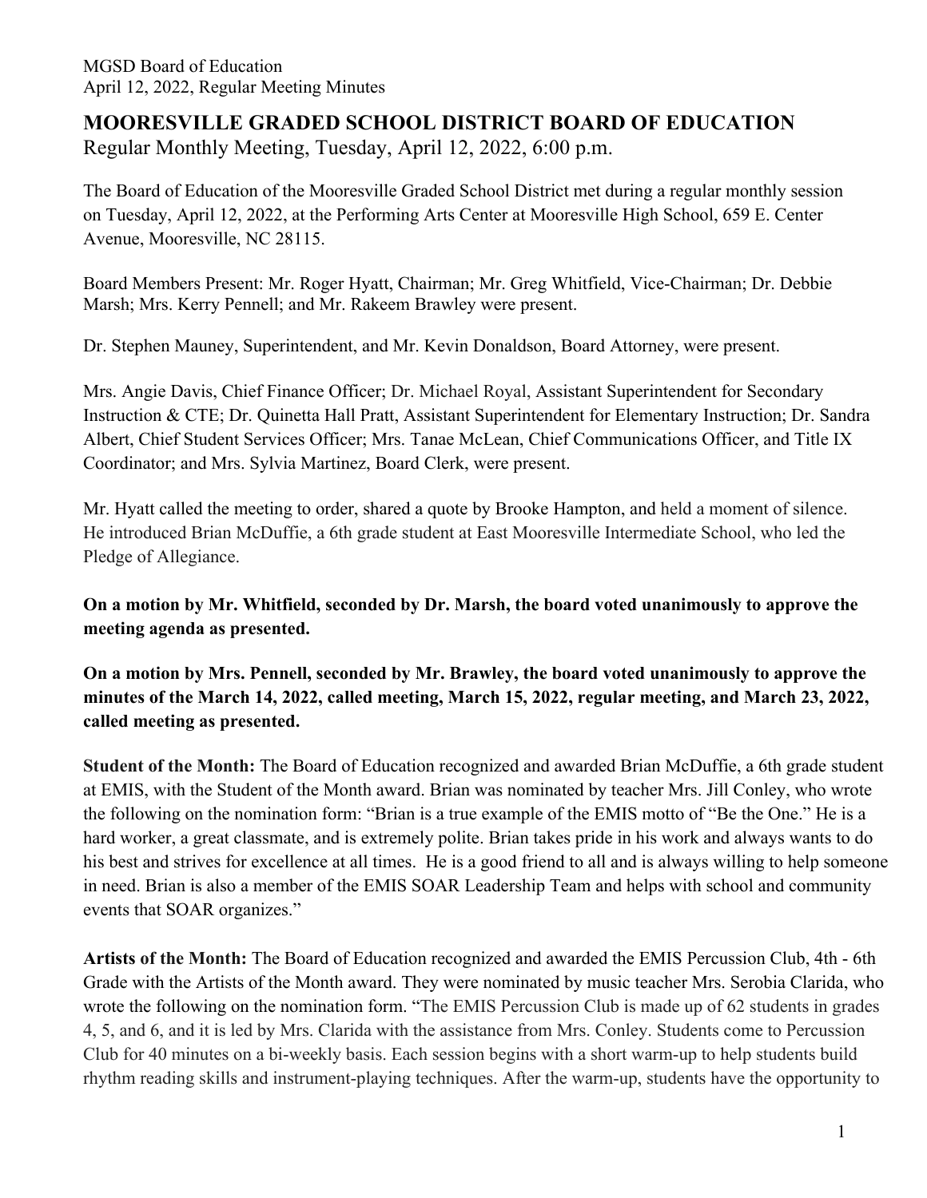# MOORESVILLE GRADED SCHOOL DISTRICT BOARD OF EDUCATION

Regular Monthly Meeting, Tuesday, April 12, 2022, 6:00 p.m.

The Board of Education of the Mooresville Graded School District met during a regular monthly session on Tuesday, April 12, 2022, at the Performing Arts Center at Mooresville High School, 659 E. Center Avenue, Mooresville, NC 28115.

Board Members Present: Mr. Roger Hyatt, Chairman; Mr. Greg Whitfield, Vice-Chairman; Dr. Debbie Marsh; Mrs. Kerry Pennell; and Mr. Rakeem Brawley were present.

Dr. Stephen Mauney, Superintendent, and Mr. Kevin Donaldson, Board Attorney, were present.

Mrs. Angie Davis, Chief Finance Officer; Dr. Michael Royal, Assistant Superintendent for Secondary Instruction & CTE; Dr. Quinetta Hall Pratt, Assistant Superintendent for Elementary Instruction; Dr. Sandra Albert, Chief Student Services Officer; Mrs. Tanae McLean, Chief Communications Officer, and Title IX Coordinator; and Mrs. Sylvia Martinez, Board Clerk, were present.

Mr. Hyatt called the meeting to order, shared a quote by Brooke Hampton, and held a moment of silence. He introduced Brian McDuffie, a 6th grade student at East Mooresville Intermediate School, who led the Pledge of Allegiance.

**On a motion by Mr. Whitfield, seconded by Dr. Marsh, the board voted unanimously to approve the meeting agenda as presented.**

**On a motion by Mrs. Pennell, seconded by Mr. Brawley, the board voted unanimously to approve the minutes of the March 14, 2022, called meeting, March 15, 2022, regular meeting, and March 23, 2022, called meeting as presented.**

**Student of the Month:** The Board of Education recognized and awarded Brian McDuffie, a 6th grade student at EMIS, with the Student of the Month award. Brian was nominated by teacher Mrs. Jill Conley, who wrote the following on the nomination form: "Brian is a true example of the EMIS motto of "Be the One." He is a hard worker, a great classmate, and is extremely polite. Brian takes pride in his work and always wants to do his best and strives for excellence at all times. He is a good friend to all and is always willing to help someone in need. Brian is also a member of the EMIS SOAR Leadership Team and helps with school and community events that SOAR organizes."

**Artists of the Month:** The Board of Education recognized and awarded the EMIS Percussion Club, 4th - 6th Grade with the Artists of the Month award. They were nominated by music teacher Mrs. Serobia Clarida, who wrote the following on the nomination form. "The EMIS Percussion Club is made up of 62 students in grades 4, 5, and 6, and it is led by Mrs. Clarida with the assistance from Mrs. Conley. Students come to Percussion Club for 40 minutes on a bi-weekly basis. Each session begins with a short warm-up to help students build rhythm reading skills and instrument-playing techniques. After the warm-up, students have the opportunity to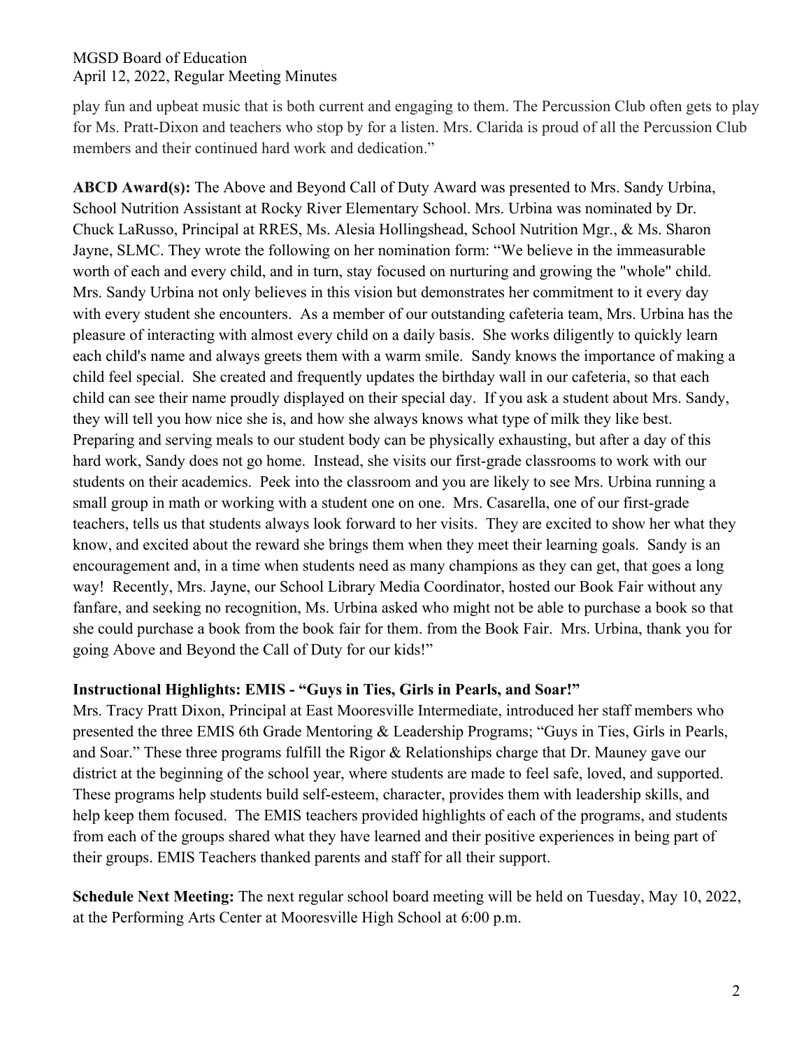play fun and upbeat music that is both current and engaging to them. The Percussion Club often gets to play for Ms. Pratt-Dixon and teachers who stop by for a listen. Mrs. Clarida is proud of all the Percussion Club members and their continued hard work and dedication."

**ABCD Award(s):** The Above and Beyond Call of Duty Award was presented to Mrs. Sandy Urbina, School Nutrition Assistant at Rocky River Elementary School. Mrs. Urbina was nominated by Dr. Chuck LaRusso, Principal at RRES, Ms. Alesia Hollingshead, School Nutrition Mgr., & Ms. Sharon Jayne, SLMC. They wrote the following on her nomination form: "We believe in the immeasurable worth of each and every child, and in turn, stay focused on nurturing and growing the "whole" child. Mrs. Sandy Urbina not only believes in this vision but demonstrates her commitment to it every day with every student she encounters. As a member of our outstanding cafeteria team, Mrs. Urbina has the pleasure of interacting with almost every child on a daily basis. She works diligently to quickly learn each child's name and always greets them with a warm smile. Sandy knows the importance of making a child feel special. She created and frequently updates the birthday wall in our cafeteria, so that each child can see their name proudly displayed on their special day. If you ask a student about Mrs. Sandy, they will tell you how nice she is, and how she always knows what type of milk they like best. Preparing and serving meals to our student body can be physically exhausting, but after a day of this hard work, Sandy does not go home. Instead, she visits our first-grade classrooms to work with our students on their academics. Peek into the classroom and you are likely to see Mrs. Urbina running a small group in math or working with a student one on one. Mrs. Casarella, one of our first-grade teachers, tells us that students always look forward to her visits. They are excited to show her what they know, and excited about the reward she brings them when they meet their learning goals. Sandy is an encouragement and, in a time when students need as many champions as they can get, that goes a long way! Recently, Mrs. Jayne, our School Library Media Coordinator, hosted our Book Fair without any fanfare, and seeking no recognition, Ms. Urbina asked who might not be able to purchase a book so that she could purchase a book from the book fair for them. from the Book Fair. Mrs. Urbina, thank you for going Above and Beyond the Call of Duty for our kids!"

**Instructional Highlights: EMIS - "Guys in Ties, Girls in Pearls, and Soar!"**

Mrs. Tracy Pratt Dixon, Principal at East Mooresville Intermediate, introduced her staff members who presented the three EMIS 6th Grade Mentoring & Leadership Programs; "Guys in Ties, Girls in Pearls, and Soar." These three programs fulfill the Rigor & Relationships charge that Dr. Mauney gave our district at the beginning of the school year, where students are made to feel safe, loved, and supported. These programs help students build self-esteem, character, provides them with leadership skills, and help keep them focused. The EMIS teachers provided highlights of each of the programs, and students from each of the groups shared what they have learned and their positive experiences in being part of their groups. EMIS Teachers thanked parents and staff for all their support.

**Schedule Next Meeting:** The next regular school board meeting will be held on Tuesday, May 10, 2022, at the Performing Arts Center at Mooresville High School at 6:00 p.m.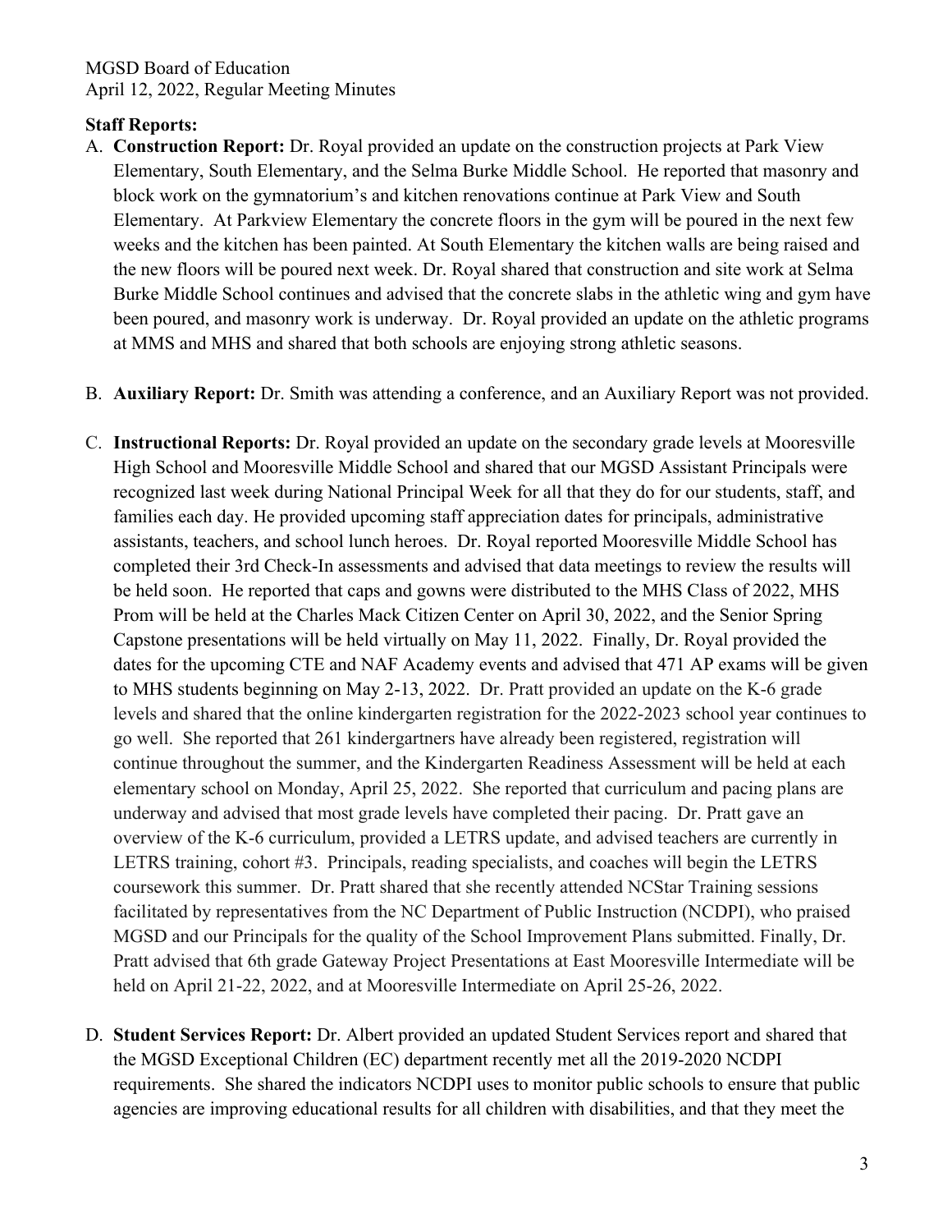**Staff Reports:**

A. **Construction Report:** Dr. Royal provided an update on the construction projects at Park View Elementary, South Elementary, and the Selma Burke Middle School. He reported that masonry and block work on the gymnatorium's and kitchen renovations continue at Park View and South Elementary. At Parkview Elementary the concrete floors in the gym will be poured in the next few weeks and the kitchen has been painted. At South Elementary the kitchen walls are being raised and the new floors will be poured next week. Dr. Royal shared that construction and site work at Selma Burke Middle School continues and advised that the concrete slabs in the athletic wing and gym have been poured, and masonry work is underway. Dr. Royal provided an update on the athletic programs at MMS and MHS and shared that both schools are enjoying strong athletic seasons.

B. **Auxiliary Report:** Dr. Smith was attending a conference, and an Auxiliary Report was not provided.

C. **Instructional Reports:** Dr. Royal provided an update on the secondary grade levels at Mooresville High School and Mooresville Middle School and shared that our MGSD Assistant Principals were recognized last week during National Principal Week for all that they do for our students, staff, and families each day. He provided upcoming staff appreciation dates for principals, administrative assistants, teachers, and school lunch heroes. Dr. Royal reported Mooresville Middle School has completed their 3rd Check-In assessments and advised that data meetings to review the results will be held soon. He reported that caps and gowns were distributed to the MHS Class of 2022, MHS Prom will be held at the Charles Mack Citizen Center on April 30, 2022, and the Senior Spring Capstone presentations will be held virtually on May 11, 2022. Finally, Dr. Royal provided the dates for the upcoming CTE and NAF Academy events and advised that 471 AP exams will be given to MHS students beginning on May 2-13, 2022. Dr. Pratt provided an update on the K-6 grade levels and shared that the online kindergarten registration for the 2022-2023 school year continues to go well. She reported that 261 kindergartners have already been registered, registration will continue throughout the summer, and the Kindergarten Readiness Assessment will be held at each elementary school on Monday, April 25, 2022. She reported that curriculum and pacing plans are underway and advised that most grade levels have completed their pacing. Dr. Pratt gave an overview of the K-6 curriculum, provided a LETRS update, and advised teachers are currently in LETRS training, cohort #3. Principals, reading specialists, and coaches will begin the LETRS coursework this summer. Dr. Pratt shared that she recently attended NCStar Training sessions facilitated by representatives from the NC Department of Public Instruction (NCDPI), who praised MGSD and our Principals for the quality of the School Improvement Plans submitted. Finally, Dr. Pratt advised that 6th grade Gateway Project Presentations at East Mooresville Intermediate will be held on April 21-22, 2022, and at Mooresville Intermediate on April 25-26, 2022.

D. **Student Services Report:** Dr. Albert provided an updated Student Services report and shared that the MGSD Exceptional Children (EC) department recently met all the 2019-2020 NCDPI requirements. She shared the indicators NCDPI uses to monitor public schools to ensure that public agencies are improving educational results for all children with disabilities, and that they meet the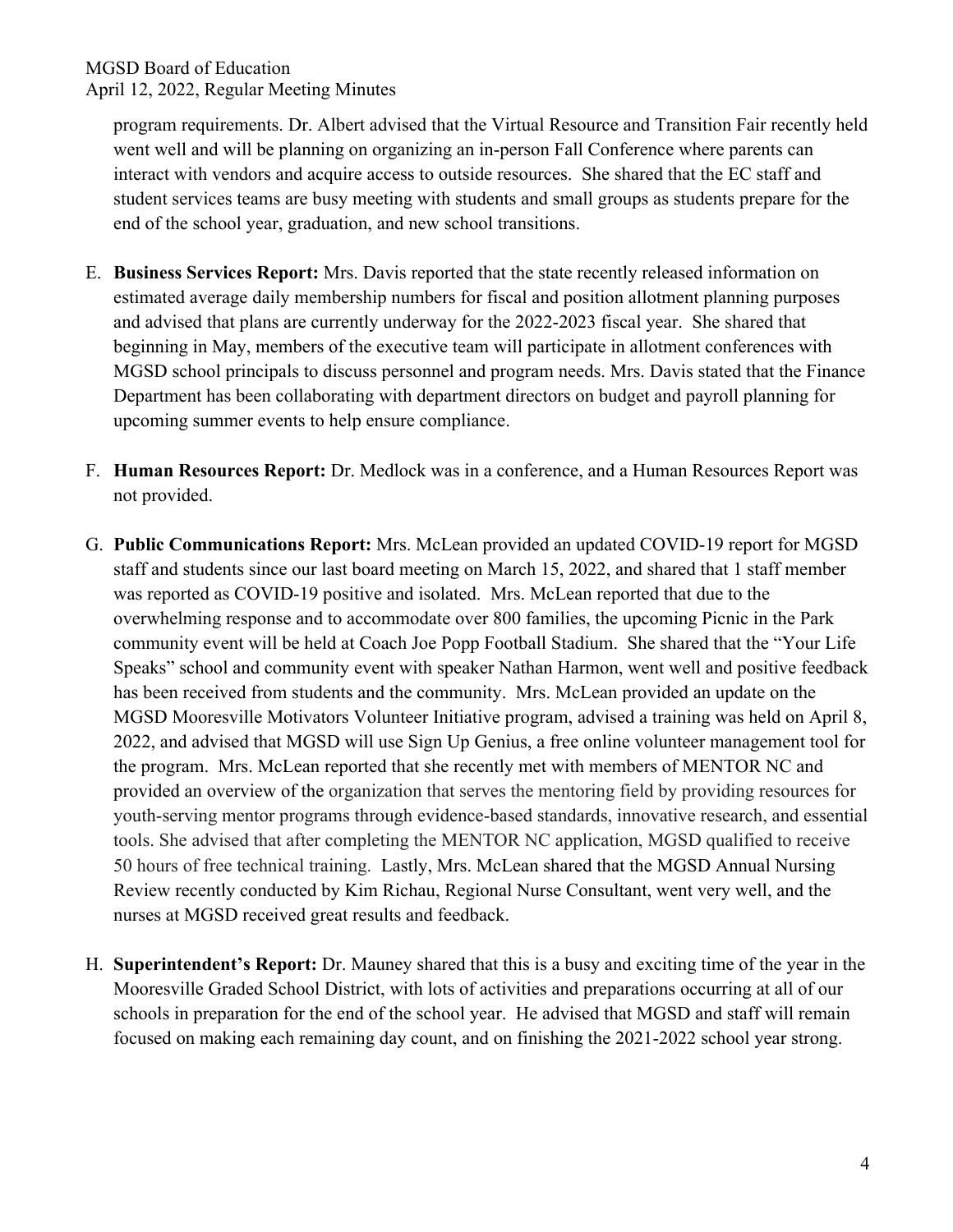program requirements. Dr. Albert advised that the Virtual Resource and Transition Fair recently held went well and will be planning on organizing an in-person Fall Conference where parents can interact with vendors and acquire access to outside resources. She shared that the EC staff and student services teams are busy meeting with students and small groups as students prepare for the end of the school year, graduation, and new school transitions.

E. **Business Services Report:** Mrs. Davis reported that the state recently released information on estimated average daily membership numbers for fiscal and position allotment planning purposes and advised that plans are currently underway for the 2022-2023 fiscal year. She shared that beginning in May, members of the executive team will participate in allotment conferences with MGSD school principals to discuss personnel and program needs. Mrs. Davis stated that the Finance Department has been collaborating with department directors on budget and payroll planning for upcoming summer events to help ensure compliance.

F. **Human Resources Report:** Dr. Medlock was in a conference, and a Human Resources Report was not provided.

G. **Public Communications Report:** Mrs. McLean provided an updated COVID-19 report for MGSD staff and students since our last board meeting on March 15, 2022, and shared that 1 staff member was reported as COVID-19 positive and isolated. Mrs. McLean reported that due to the overwhelming response and to accommodate over 800 families, the upcoming Picnic in the Park community event will be held at Coach Joe Popp Football Stadium. She shared that the "Your Life Speaks" school and community event with speaker Nathan Harmon, went well and positive feedback has been received from students and the community. Mrs. McLean provided an update on the MGSD Mooresville Motivators Volunteer Initiative program, advised a training was held on April 8, 2022, and advised that MGSD will use Sign Up Genius, a free online volunteer management tool for the program. Mrs. McLean reported that she recently met with members of MENTOR NC and provided an overview of the organization that serves the mentoring field by providing resources for youth-serving mentor programs through evidence-based standards, innovative research, and essential tools. She advised that after completing the MENTOR NC application, MGSD qualified to receive 50 hours of free technical training. Lastly, Mrs. McLean shared that the MGSD Annual Nursing Review recently conducted by Kim Richau, Regional Nurse Consultant, went very well, and the nurses at MGSD received great results and feedback.

H. **Superintendent's Report:** Dr. Mauney shared that this is a busy and exciting time of the year in the Mooresville Graded School District, with lots of activities and preparations occurring at all of our schools in preparation for the end of the school year. He advised that MGSD and staff will remain focused on making each remaining day count, and on finishing the 2021-2022 school year strong.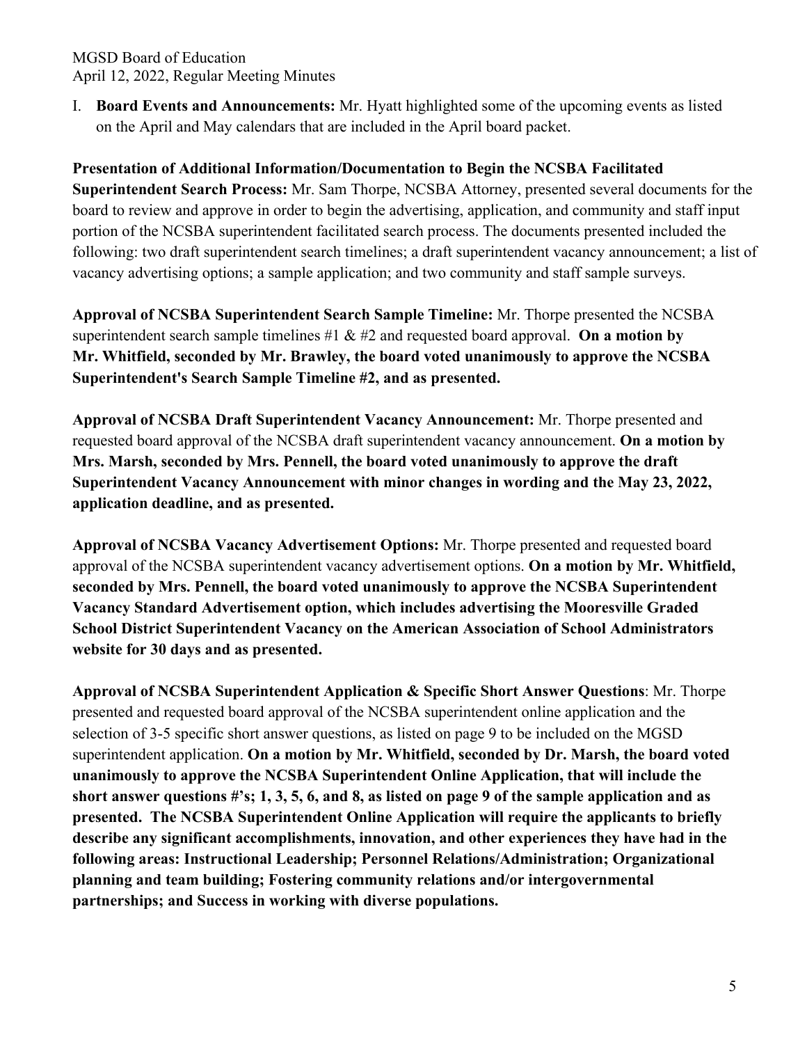I. **Board Events and Announcements:** Mr. Hyatt highlighted some of the upcoming events as listed on the April and May calendars that are included in the April board packet.

**Presentation of Additional Information/Documentation to Begin the NCSBA Facilitated Superintendent Search Process:** Mr. Sam Thorpe, NCSBA Attorney, presented several documents for the board to review and approve in order to begin the advertising, application, and community and staff input portion of the NCSBA superintendent facilitated search process. The documents presented included the following: two draft superintendent search timelines; a draft superintendent vacancy announcement; a list of vacancy advertising options; a sample application; and two community and staff sample surveys.

**Approval of NCSBA Superintendent Search Sample Timeline:** Mr. Thorpe presented the NCSBA superintendent search sample timelines #1 & #2 and requested board approval. **On a motion by Mr. Whitfield, seconded by Mr. Brawley, the board voted unanimously to approve the NCSBA Superintendent's Search Sample Timeline #2, and as presented.**

**Approval of NCSBA Draft Superintendent Vacancy Announcement:** Mr. Thorpe presented and requested board approval of the NCSBA draft superintendent vacancy announcement. **On a motion by Mrs. Marsh, seconded by Mrs. Pennell, the board voted unanimously to approve the draft Superintendent Vacancy Announcement with minor changes in wording and the May 23, 2022, application deadline, and as presented.**

**Approval of NCSBA Vacancy Advertisement Options:** Mr. Thorpe presented and requested board approval of the NCSBA superintendent vacancy advertisement options. **On a motion by Mr. Whitfield, seconded by Mrs. Pennell, the board voted unanimously to approve the NCSBA Superintendent Vacancy Standard Advertisement option, which includes advertising the Mooresville Graded School District Superintendent Vacancy on the American Association of School Administrators website for 30 days and as presented.**

**Approval of NCSBA Superintendent Application & Specific Short Answer Questions**: Mr. Thorpe presented and requested board approval of the NCSBA superintendent online application and the selection of 3-5 specific short answer questions, as listed on page 9 to be included on the MGSD superintendent application. **On a motion by Mr. Whitfield, seconded by Dr. Marsh, the board voted unanimously to approve the NCSBA Superintendent Online Application, that will include the short answer questions #'s; 1, 3, 5, 6, and 8, as listed on page 9 of the sample application and as presented. The NCSBA Superintendent Online Application will require the applicants to briefly describe any significant accomplishments, innovation, and other experiences they have had in the following areas: Instructional Leadership; Personnel Relations/Administration; Organizational planning and team building; Fostering community relations and/or intergovernmental partnerships; and Success in working with diverse populations.**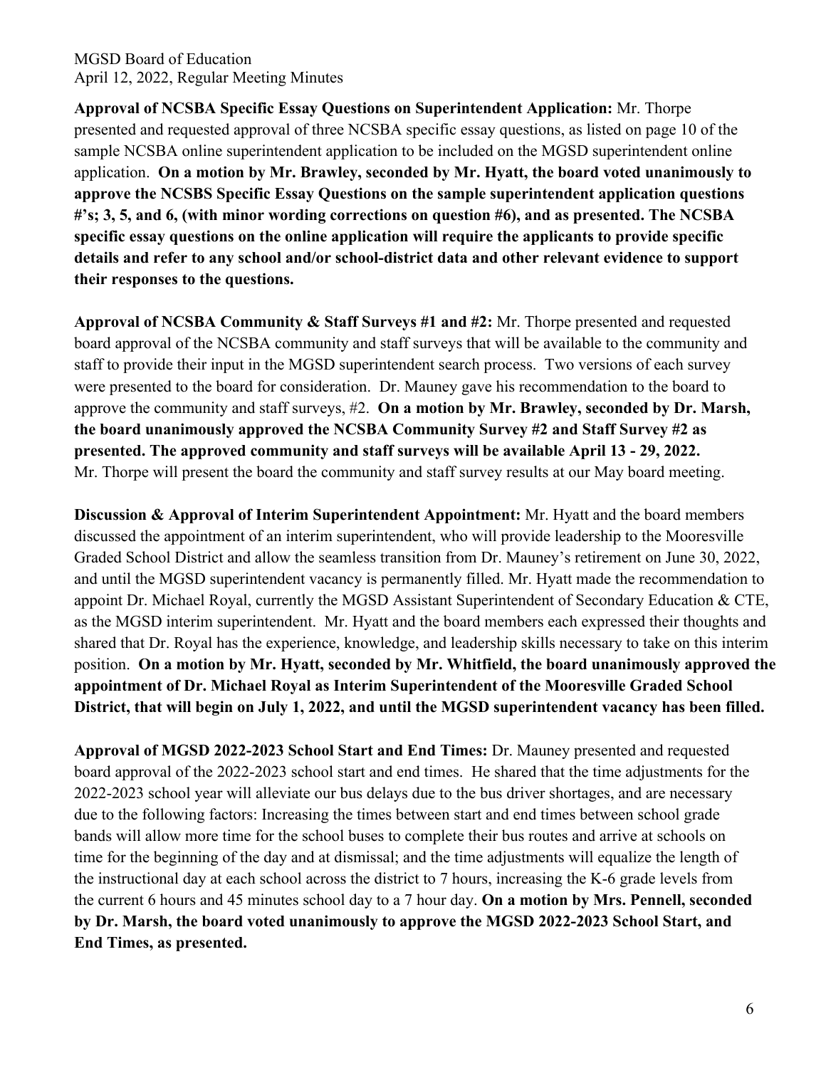**Approval of NCSBA Specific Essay Questions on Superintendent Application:** Mr. Thorpe presented and requested approval of three NCSBA specific essay questions, as listed on page 10 of the sample NCSBA online superintendent application to be included on the MGSD superintendent online application. **On a motion by Mr. Brawley, seconded by Mr. Hyatt, the board voted unanimously to approve the NCSBS Specific Essay Questions on the sample superintendent application questions #'s; 3, 5, and 6, (with minor wording corrections on question #6), and as presented. The NCSBA specific essay questions on the online application will require the applicants to provide specific details and refer to any school and/or school-district data and other relevant evidence to support their responses to the questions.**

**Approval of NCSBA Community & Staff Surveys #1 and #2:** Mr. Thorpe presented and requested board approval of the NCSBA community and staff surveys that will be available to the community and staff to provide their input in the MGSD superintendent search process. Two versions of each survey were presented to the board for consideration. Dr. Mauney gave his recommendation to the board to approve the community and staff surveys, #2. **On a motion by Mr. Brawley, seconded by Dr. Marsh, the board unanimously approved the NCSBA Community Survey #2 and Staff Survey #2 as presented. The approved community and staff surveys will be available April 13 - 29, 2022.** Mr. Thorpe will present the board the community and staff survey results at our May board meeting.

**Discussion & Approval of Interim Superintendent Appointment:** Mr. Hyatt and the board members discussed the appointment of an interim superintendent, who will provide leadership to the Mooresville Graded School District and allow the seamless transition from Dr. Mauney's retirement on June 30, 2022, and until the MGSD superintendent vacancy is permanently filled. Mr. Hyatt made the recommendation to appoint Dr. Michael Royal, currently the MGSD Assistant Superintendent of Secondary Education & CTE, as the MGSD interim superintendent. Mr. Hyatt and the board members each expressed their thoughts and shared that Dr. Royal has the experience, knowledge, and leadership skills necessary to take on this interim position. **On a motion by Mr. Hyatt, seconded by Mr. Whitfield, the board unanimously approved the appointment of Dr. Michael Royal as Interim Superintendent of the Mooresville Graded School District, that will begin on July 1, 2022, and until the MGSD superintendent vacancy has been filled.**

**Approval of MGSD 2022-2023 School Start and End Times:** Dr. Mauney presented and requested board approval of the 2022-2023 school start and end times. He shared that the time adjustments for the 2022-2023 school year will alleviate our bus delays due to the bus driver shortages, and are necessary due to the following factors: Increasing the times between start and end times between school grade bands will allow more time for the school buses to complete their bus routes and arrive at schools on time for the beginning of the day and at dismissal; and the time adjustments will equalize the length of the instructional day at each school across the district to 7 hours, increasing the K-6 grade levels from the current 6 hours and 45 minutes school day to a 7 hour day. **On a motion by Mrs. Pennell, seconded by Dr. Marsh, the board voted unanimously to approve the MGSD 2022-2023 School Start, and End Times, as presented.**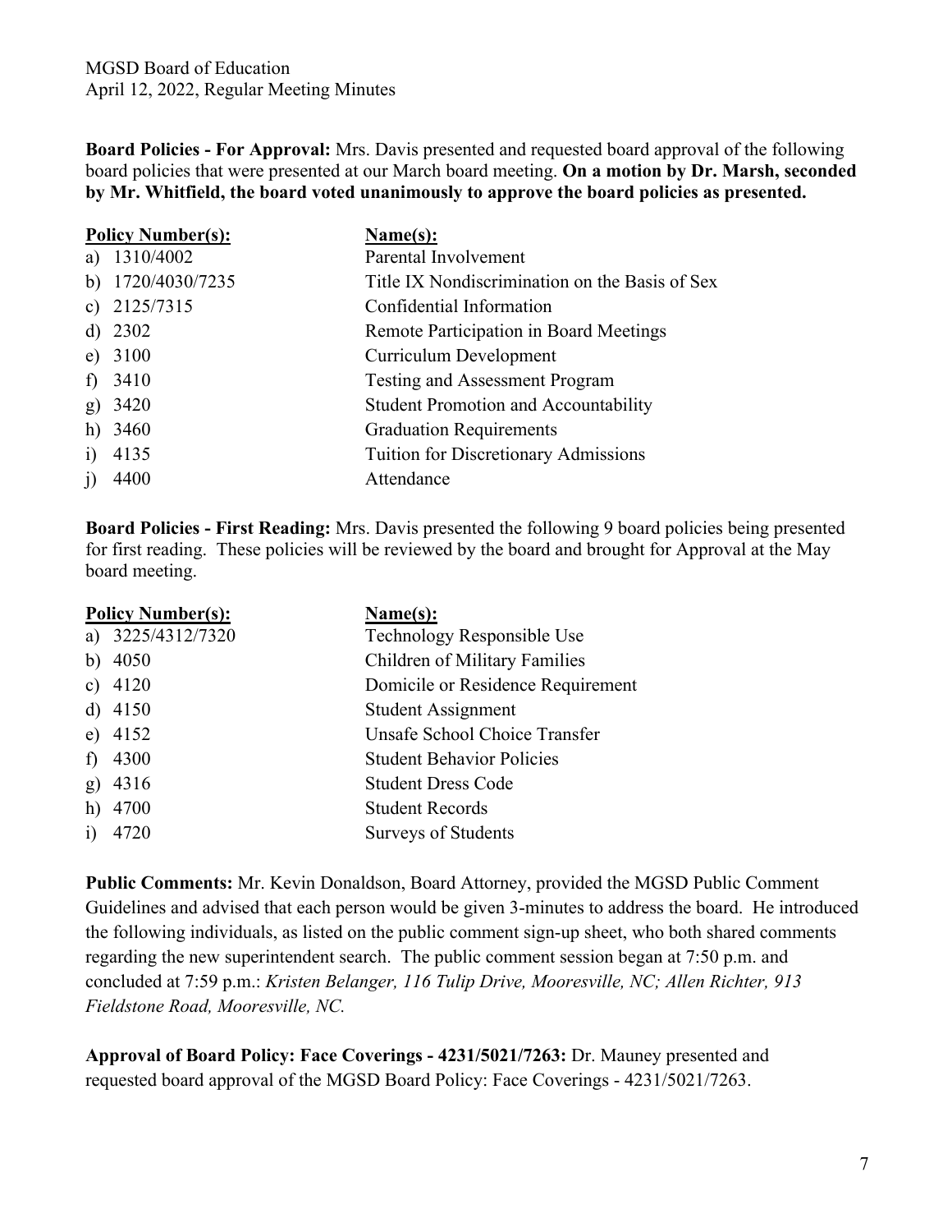**Board Policies - For Approval:** Mrs. Davis presented and requested board approval of the following board policies that were presented at our March board meeting. **On a motion by Dr. Marsh, seconded by Mr. Whitfield, the board voted unanimously to approve the board policies as presented.**

| Policy Number(s): | Name(s): |
|---|---|
| a) 1310/4002 | Parental Involvement |
| b) 1720/4030/7235 | Title IX Nondiscrimination on the Basis of Sex |
| c) 2125/7315 | Confidential Information |
| d) 2302 | Remote Participation in Board Meetings |
| e) 3100 | Curriculum Development |
| f) 3410 | Testing and Assessment Program |
| g) 3420 | Student Promotion and Accountability |
| h) 3460 | Graduation Requirements |
| i) 4135 | Tuition for Discretionary Admissions |
| j) 4400 | Attendance |

**Board Policies - First Reading:** Mrs. Davis presented the following 9 board policies being presented for first reading. These policies will be reviewed by the board and brought for Approval at the May board meeting.

| Policy Number(s): | Name(s): |
|---|---|
| a) 3225/4312/7320 | Technology Responsible Use |
| b) 4050 | Children of Military Families |
| c) 4120 | Domicile or Residence Requirement |
| d) 4150 | Student Assignment |
| e) 4152 | Unsafe School Choice Transfer |
| f) 4300 | Student Behavior Policies |
| g) 4316 | Student Dress Code |
| h) 4700 | Student Records |
| i) 4720 | Surveys of Students |

**Public Comments:** Mr. Kevin Donaldson, Board Attorney, provided the MGSD Public Comment Guidelines and advised that each person would be given 3-minutes to address the board. He introduced the following individuals, as listed on the public comment sign-up sheet, who both shared comments regarding the new superintendent search. The public comment session began at 7:50 p.m. and concluded at 7:59 p.m.: *Kristen Belanger, 116 Tulip Drive, Mooresville, NC; Allen Richter, 913 Fieldstone Road, Mooresville, NC.*

**Approval of Board Policy: Face Coverings - 4231/5021/7263:** Dr. Mauney presented and requested board approval of the MGSD Board Policy: Face Coverings - 4231/5021/7263.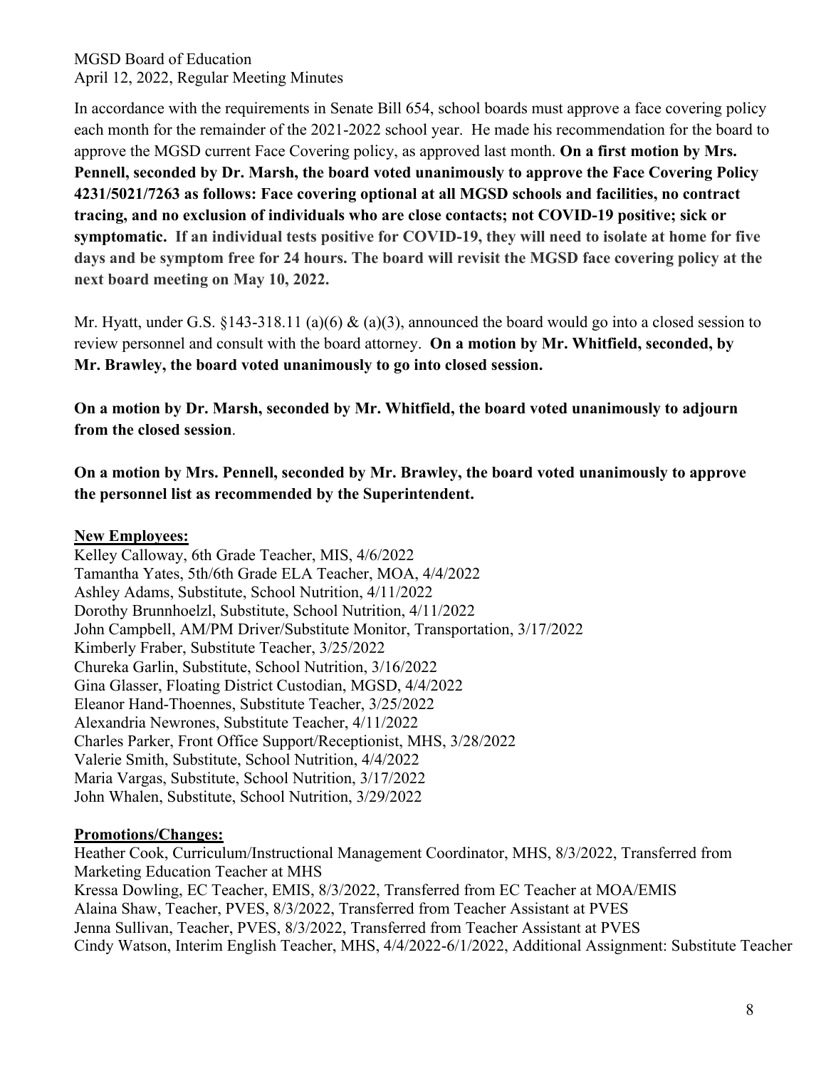In accordance with the requirements in Senate Bill 654, school boards must approve a face covering policy each month for the remainder of the 2021-2022 school year. He made his recommendation for the board to approve the MGSD current Face Covering policy, as approved last month. **On a first motion by Mrs. Pennell, seconded by Dr. Marsh, the board voted unanimously to approve the Face Covering Policy 4231/5021/7263 as follows: Face covering optional at all MGSD schools and facilities, no contract tracing, and no exclusion of individuals who are close contacts; not COVID-19 positive; sick or symptomatic. If an individual tests positive for COVID-19, they will need to isolate at home for five days and be symptom free for 24 hours. The board will revisit the MGSD face covering policy at the next board meeting on May 10, 2022.**

Mr. Hyatt, under G.S. §143-318.11 (a)(6) & (a)(3), announced the board would go into a closed session to review personnel and consult with the board attorney. **On a motion by Mr. Whitfield, seconded, by Mr. Brawley, the board voted unanimously to go into closed session.**

**On a motion by Dr. Marsh, seconded by Mr. Whitfield, the board voted unanimously to adjourn from the closed session**.

**On a motion by Mrs. Pennell, seconded by Mr. Brawley, the board voted unanimously to approve the personnel list as recommended by the Superintendent.**

**New Employees:**

Kelley Calloway, 6th Grade Teacher, MIS, 4/6/2022
Tamantha Yates, 5th/6th Grade ELA Teacher, MOA, 4/4/2022
Ashley Adams, Substitute, School Nutrition, 4/11/2022
Dorothy Brunnhoelzl, Substitute, School Nutrition, 4/11/2022
John Campbell, AM/PM Driver/Substitute Monitor, Transportation, 3/17/2022
Kimberly Fraber, Substitute Teacher, 3/25/2022
Chureka Garlin, Substitute, School Nutrition, 3/16/2022
Gina Glasser, Floating District Custodian, MGSD, 4/4/2022
Eleanor Hand-Thoennes, Substitute Teacher, 3/25/2022
Alexandria Newrones, Substitute Teacher, 4/11/2022
Charles Parker, Front Office Support/Receptionist, MHS, 3/28/2022
Valerie Smith, Substitute, School Nutrition, 4/4/2022
Maria Vargas, Substitute, School Nutrition, 3/17/2022
John Whalen, Substitute, School Nutrition, 3/29/2022

**Promotions/Changes:**

Heather Cook, Curriculum/Instructional Management Coordinator, MHS, 8/3/2022, Transferred from Marketing Education Teacher at MHS
Kressa Dowling, EC Teacher, EMIS, 8/3/2022, Transferred from EC Teacher at MOA/EMIS
Alaina Shaw, Teacher, PVES, 8/3/2022, Transferred from Teacher Assistant at PVES
Jenna Sullivan, Teacher, PVES, 8/3/2022, Transferred from Teacher Assistant at PVES
Cindy Watson, Interim English Teacher, MHS, 4/4/2022-6/1/2022, Additional Assignment: Substitute Teacher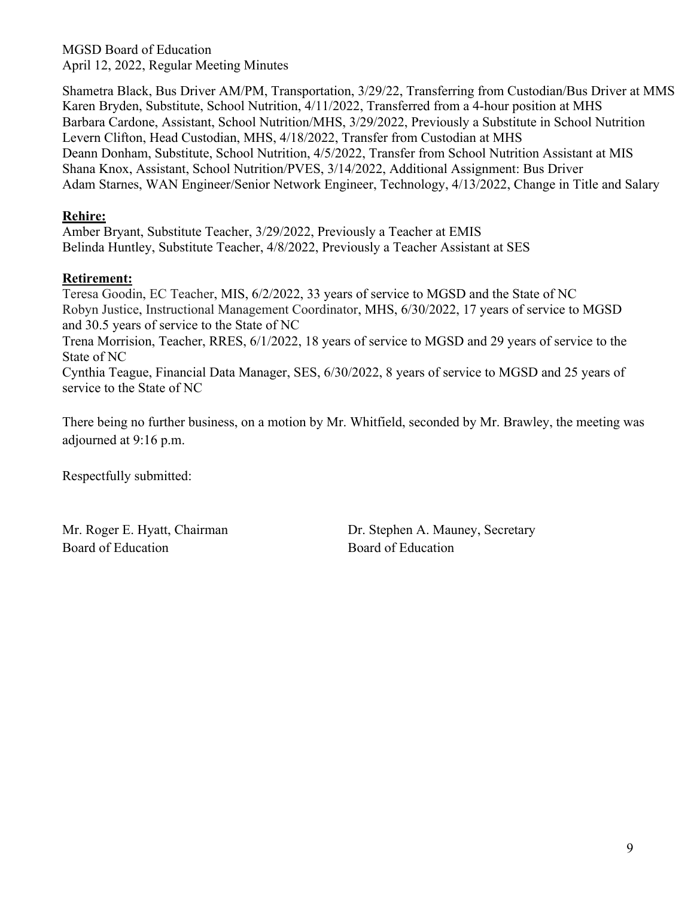Shametra Black, Bus Driver AM/PM, Transportation, 3/29/22, Transferring from Custodian/Bus Driver at MMS
Karen Bryden, Substitute, School Nutrition, 4/11/2022, Transferred from a 4-hour position at MHS
Barbara Cardone, Assistant, School Nutrition/MHS, 3/29/2022, Previously a Substitute in School Nutrition
Levern Clifton, Head Custodian, MHS, 4/18/2022, Transfer from Custodian at MHS
Deann Donham, Substitute, School Nutrition, 4/5/2022, Transfer from School Nutrition Assistant at MIS
Shana Knox, Assistant, School Nutrition/PVES, 3/14/2022, Additional Assignment: Bus Driver
Adam Starnes, WAN Engineer/Senior Network Engineer, Technology, 4/13/2022, Change in Title and Salary

**Rehire:**

Amber Bryant, Substitute Teacher, 3/29/2022, Previously a Teacher at EMIS
Belinda Huntley, Substitute Teacher, 4/8/2022, Previously a Teacher Assistant at SES

**Retirement:**

Teresa Goodin, EC Teacher, MIS, 6/2/2022, 33 years of service to MGSD and the State of NC
Robyn Justice, Instructional Management Coordinator, MHS, 6/30/2022, 17 years of service to MGSD and 30.5 years of service to the State of NC
Trena Morrision, Teacher, RRES, 6/1/2022, 18 years of service to MGSD and 29 years of service to the State of NC
Cynthia Teague, Financial Data Manager, SES, 6/30/2022, 8 years of service to MGSD and 25 years of service to the State of NC

There being no further business, on a motion by Mr. Whitfield, seconded by Mr. Brawley, the meeting was adjourned at 9:16 p.m.

Respectfully submitted:

Mr. Roger E. Hyatt, Chairman
Board of Education

Dr. Stephen A. Mauney, Secretary
Board of Education